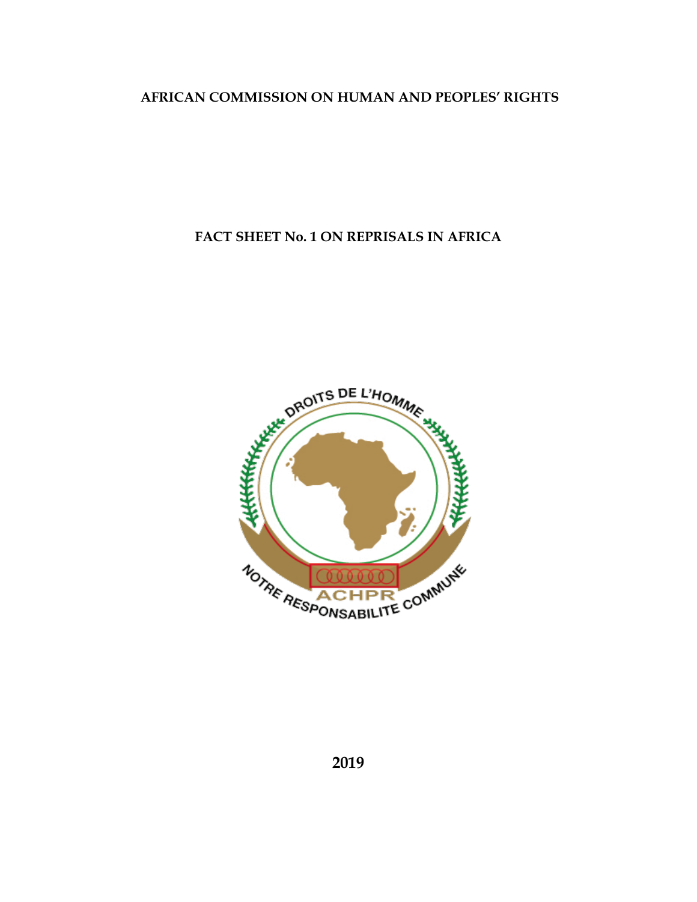# AFRICAN COMMISSION ON HUMAN AND PEOPLES' RIGHTS

## FACT SHEET No. 1 ON REPRISALS IN AFRICA

DROITS DE L'HOMME

ACHPR

NOTRE RESPONSABILITE COMMUNE

2019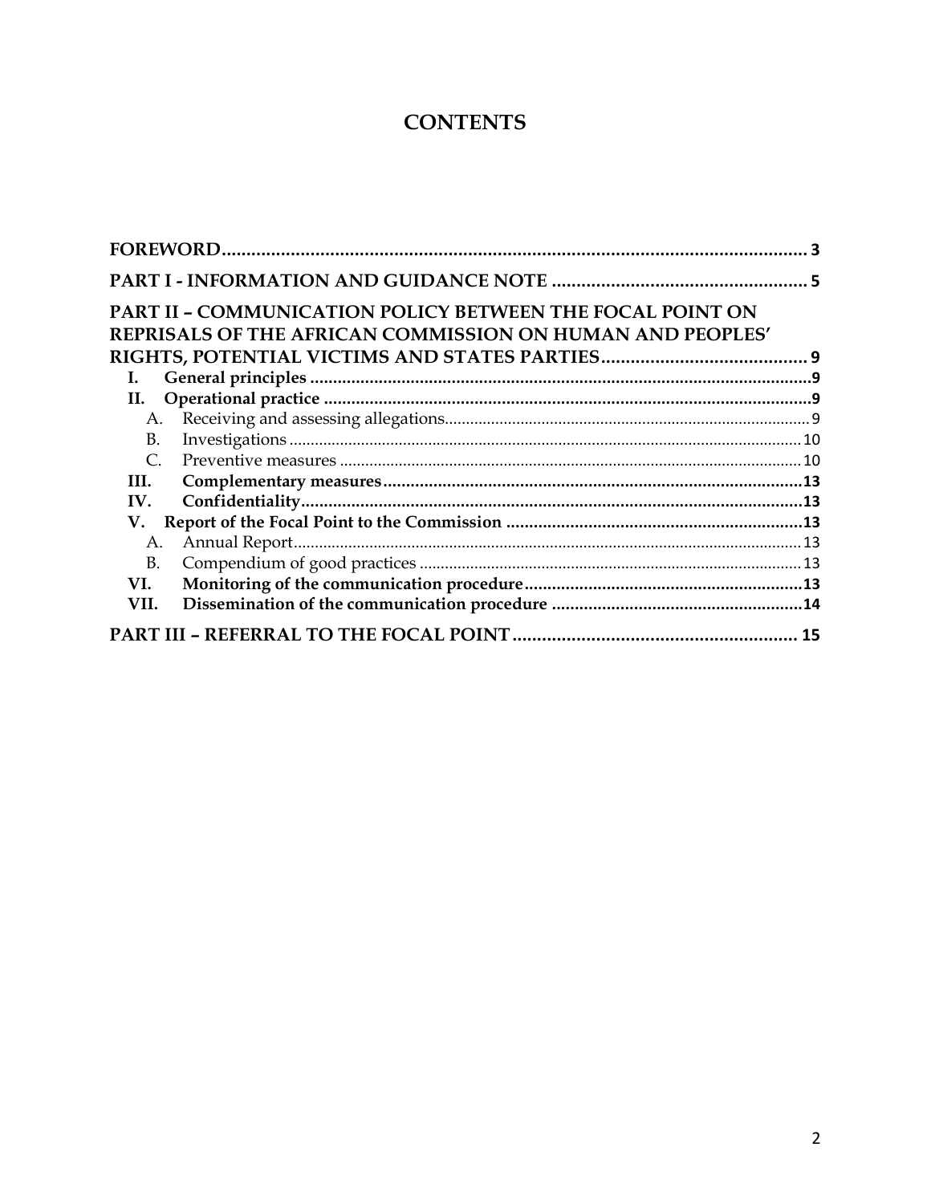# CONTENTS

**FOREWORD** .......... 3

**PART I - INFORMATION AND GUIDANCE NOTE** .......... 5

**PART II – COMMUNICATION POLICY BETWEEN THE FOCAL POINT ON REPRISALS OF THE AFRICAN COMMISSION ON HUMAN AND PEOPLES' RIGHTS, POTENTIAL VICTIMS AND STATES PARTIES** .......... 9

- **I. General principles** .......... 9
- **II. Operational practice** .......... 9
  - A. Receiving and assessing allegations .......... 9
  - B. Investigations .......... 10
  - C. Preventive measures .......... 10
- **III. Complementary measures** .......... 13
- **IV. Confidentiality** .......... 13
- **V. Report of the Focal Point to the Commission** .......... 13
  - A. Annual Report .......... 13
  - B. Compendium of good practices .......... 13
- **VI. Monitoring of the communication procedure** .......... 13
- **VII. Dissemination of the communication procedure** .......... 14

**PART III – REFERRAL TO THE FOCAL POINT** .......... 15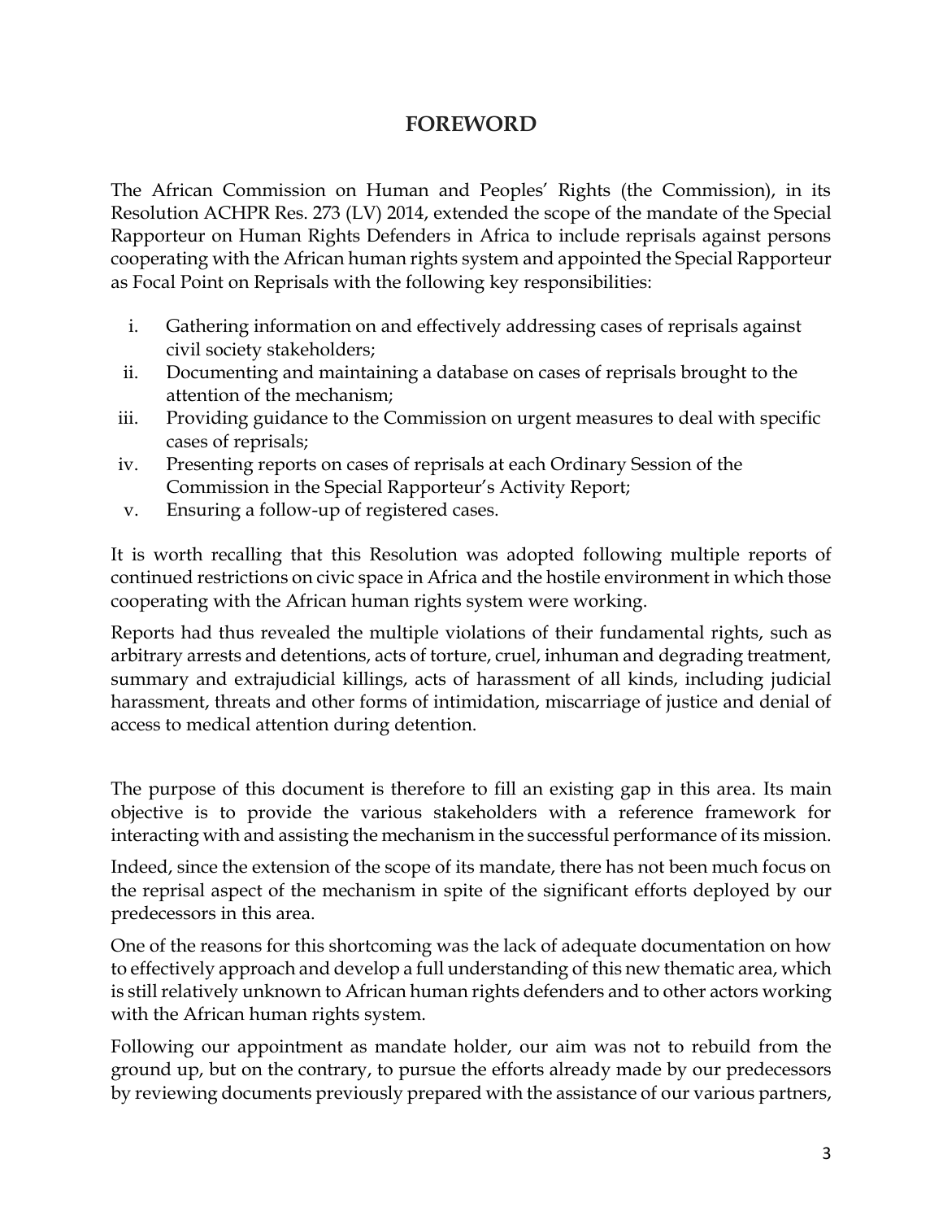## FOREWORD

The African Commission on Human and Peoples' Rights (the Commission), in its Resolution ACHPR Res. 273 (LV) 2014, extended the scope of the mandate of the Special Rapporteur on Human Rights Defenders in Africa to include reprisals against persons cooperating with the African human rights system and appointed the Special Rapporteur as Focal Point on Reprisals with the following key responsibilities:

i. Gathering information on and effectively addressing cases of reprisals against civil society stakeholders;
ii. Documenting and maintaining a database on cases of reprisals brought to the attention of the mechanism;
iii. Providing guidance to the Commission on urgent measures to deal with specific cases of reprisals;
iv. Presenting reports on cases of reprisals at each Ordinary Session of the Commission in the Special Rapporteur's Activity Report;
v. Ensuring a follow-up of registered cases.

It is worth recalling that this Resolution was adopted following multiple reports of continued restrictions on civic space in Africa and the hostile environment in which those cooperating with the African human rights system were working.

Reports had thus revealed the multiple violations of their fundamental rights, such as arbitrary arrests and detentions, acts of torture, cruel, inhuman and degrading treatment, summary and extrajudicial killings, acts of harassment of all kinds, including judicial harassment, threats and other forms of intimidation, miscarriage of justice and denial of access to medical attention during detention.

The purpose of this document is therefore to fill an existing gap in this area. Its main objective is to provide the various stakeholders with a reference framework for interacting with and assisting the mechanism in the successful performance of its mission.

Indeed, since the extension of the scope of its mandate, there has not been much focus on the reprisal aspect of the mechanism in spite of the significant efforts deployed by our predecessors in this area.

One of the reasons for this shortcoming was the lack of adequate documentation on how to effectively approach and develop a full understanding of this new thematic area, which is still relatively unknown to African human rights defenders and to other actors working with the African human rights system.

Following our appointment as mandate holder, our aim was not to rebuild from the ground up, but on the contrary, to pursue the efforts already made by our predecessors by reviewing documents previously prepared with the assistance of our various partners,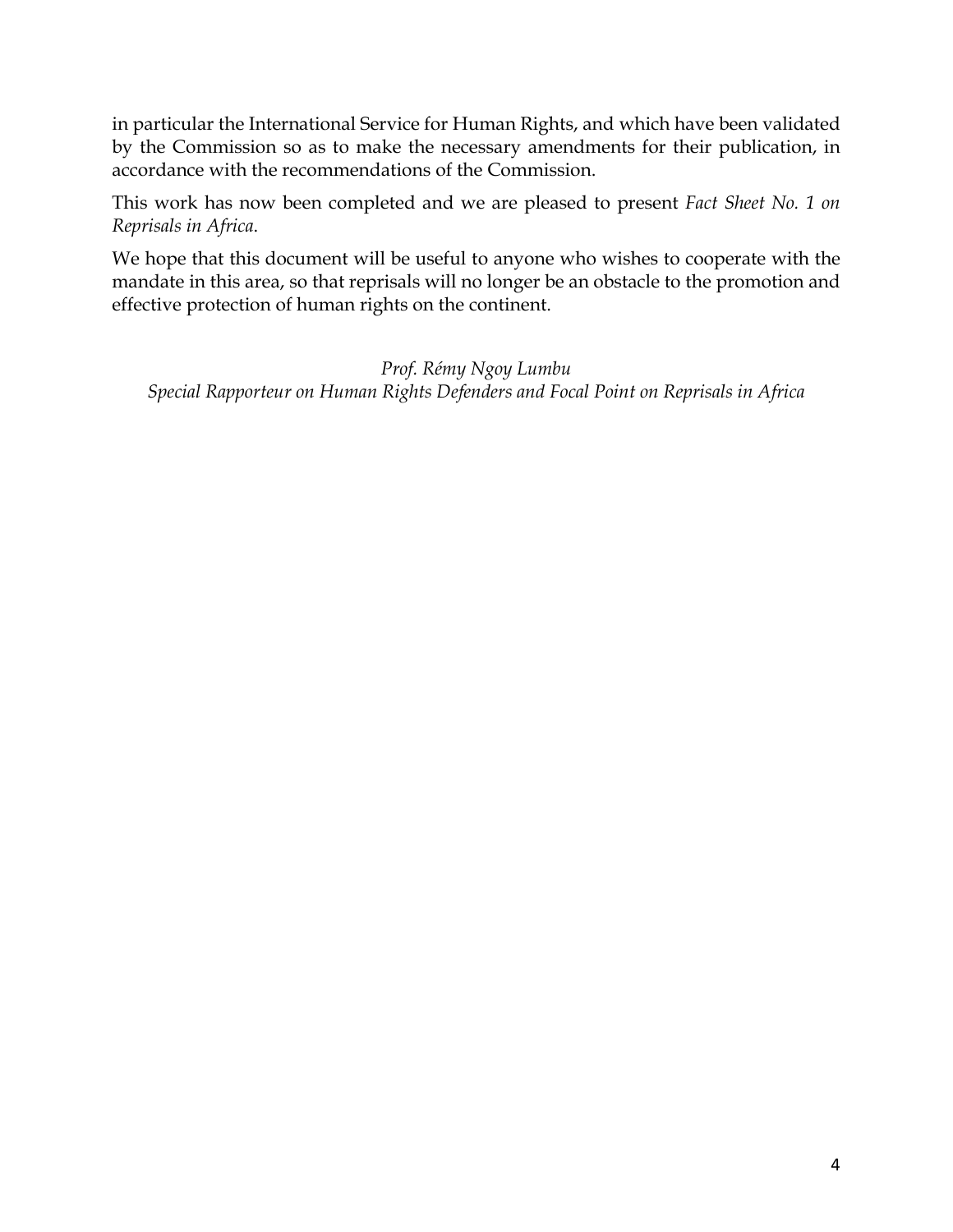in particular the International Service for Human Rights, and which have been validated by the Commission so as to make the necessary amendments for their publication, in accordance with the recommendations of the Commission.

This work has now been completed and we are pleased to present *Fact Sheet No. 1 on Reprisals in Africa*.

We hope that this document will be useful to anyone who wishes to cooperate with the mandate in this area, so that reprisals will no longer be an obstacle to the promotion and effective protection of human rights on the continent.

*Prof. Rémy Ngoy Lumbu*
*Special Rapporteur on Human Rights Defenders and Focal Point on Reprisals in Africa*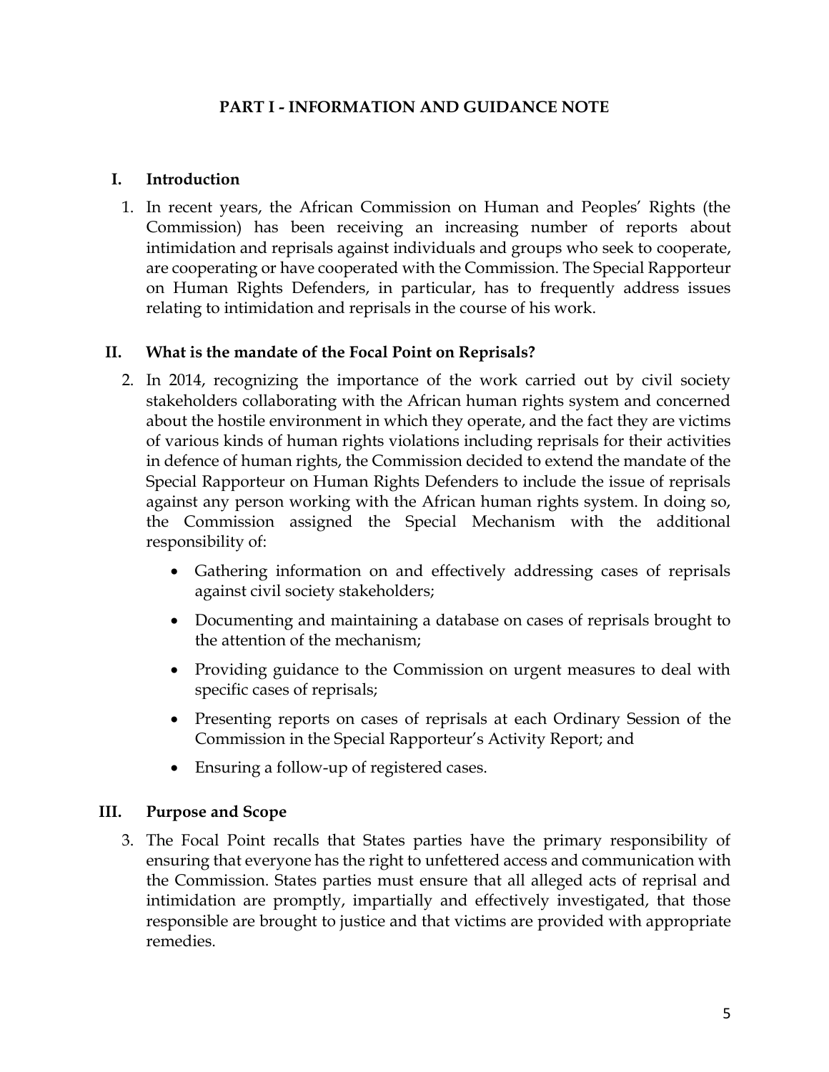# PART I - INFORMATION AND GUIDANCE NOTE

## I. Introduction

1. In recent years, the African Commission on Human and Peoples' Rights (the Commission) has been receiving an increasing number of reports about intimidation and reprisals against individuals and groups who seek to cooperate, are cooperating or have cooperated with the Commission. The Special Rapporteur on Human Rights Defenders, in particular, has to frequently address issues relating to intimidation and reprisals in the course of his work.

## II. What is the mandate of the Focal Point on Reprisals?

2. In 2014, recognizing the importance of the work carried out by civil society stakeholders collaborating with the African human rights system and concerned about the hostile environment in which they operate, and the fact they are victims of various kinds of human rights violations including reprisals for their activities in defence of human rights, the Commission decided to extend the mandate of the Special Rapporteur on Human Rights Defenders to include the issue of reprisals against any person working with the African human rights system. In doing so, the Commission assigned the Special Mechanism with the additional responsibility of:

   - Gathering information on and effectively addressing cases of reprisals against civil society stakeholders;
   - Documenting and maintaining a database on cases of reprisals brought to the attention of the mechanism;
   - Providing guidance to the Commission on urgent measures to deal with specific cases of reprisals;
   - Presenting reports on cases of reprisals at each Ordinary Session of the Commission in the Special Rapporteur's Activity Report; and
   - Ensuring a follow-up of registered cases.

## III. Purpose and Scope

3. The Focal Point recalls that States parties have the primary responsibility of ensuring that everyone has the right to unfettered access and communication with the Commission. States parties must ensure that all alleged acts of reprisal and intimidation are promptly, impartially and effectively investigated, that those responsible are brought to justice and that victims are provided with appropriate remedies.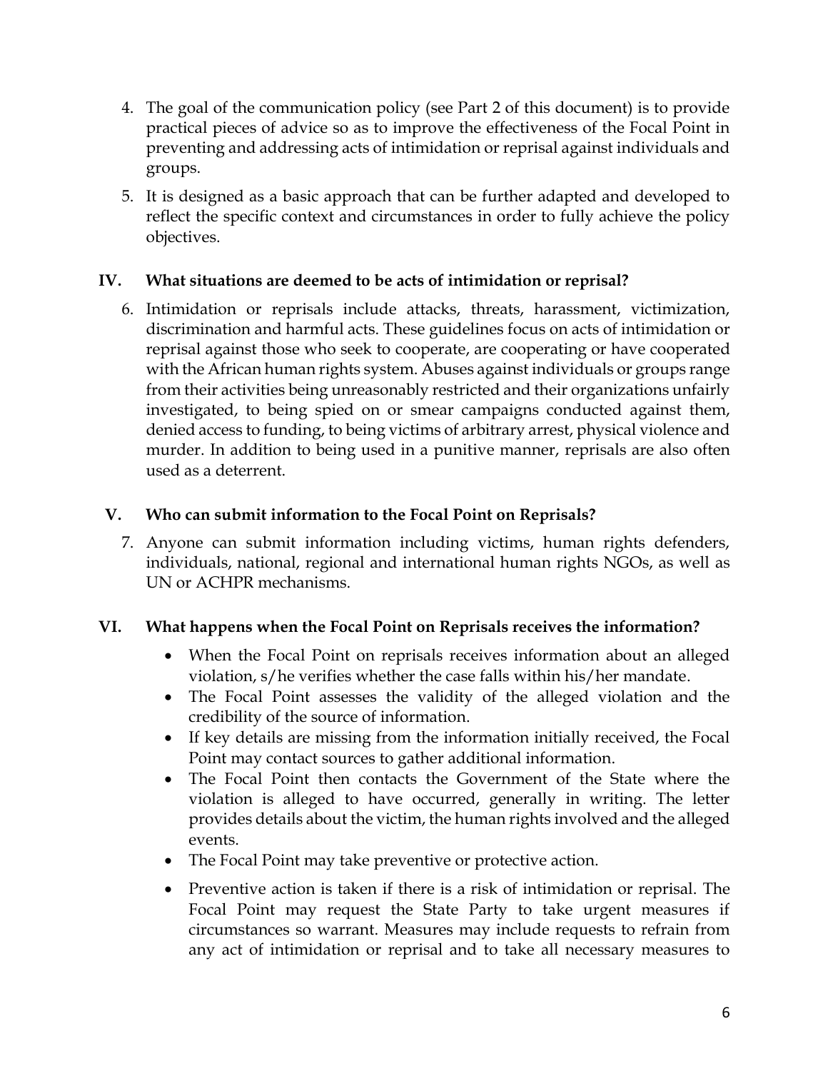4. The goal of the communication policy (see Part 2 of this document) is to provide practical pieces of advice so as to improve the effectiveness of the Focal Point in preventing and addressing acts of intimidation or reprisal against individuals and groups.
5. It is designed as a basic approach that can be further adapted and developed to reflect the specific context and circumstances in order to fully achieve the policy objectives.

## IV. What situations are deemed to be acts of intimidation or reprisal?

6. Intimidation or reprisals include attacks, threats, harassment, victimization, discrimination and harmful acts. These guidelines focus on acts of intimidation or reprisal against those who seek to cooperate, are cooperating or have cooperated with the African human rights system. Abuses against individuals or groups range from their activities being unreasonably restricted and their organizations unfairly investigated, to being spied on or smear campaigns conducted against them, denied access to funding, to being victims of arbitrary arrest, physical violence and murder. In addition to being used in a punitive manner, reprisals are also often used as a deterrent.

## V. Who can submit information to the Focal Point on Reprisals?

7. Anyone can submit information including victims, human rights defenders, individuals, national, regional and international human rights NGOs, as well as UN or ACHPR mechanisms.

## VI. What happens when the Focal Point on Reprisals receives the information?

- When the Focal Point on reprisals receives information about an alleged violation, s/he verifies whether the case falls within his/her mandate.
- The Focal Point assesses the validity of the alleged violation and the credibility of the source of information.
- If key details are missing from the information initially received, the Focal Point may contact sources to gather additional information.
- The Focal Point then contacts the Government of the State where the violation is alleged to have occurred, generally in writing. The letter provides details about the victim, the human rights involved and the alleged events.
- The Focal Point may take preventive or protective action.
- Preventive action is taken if there is a risk of intimidation or reprisal. The Focal Point may request the State Party to take urgent measures if circumstances so warrant. Measures may include requests to refrain from any act of intimidation or reprisal and to take all necessary measures to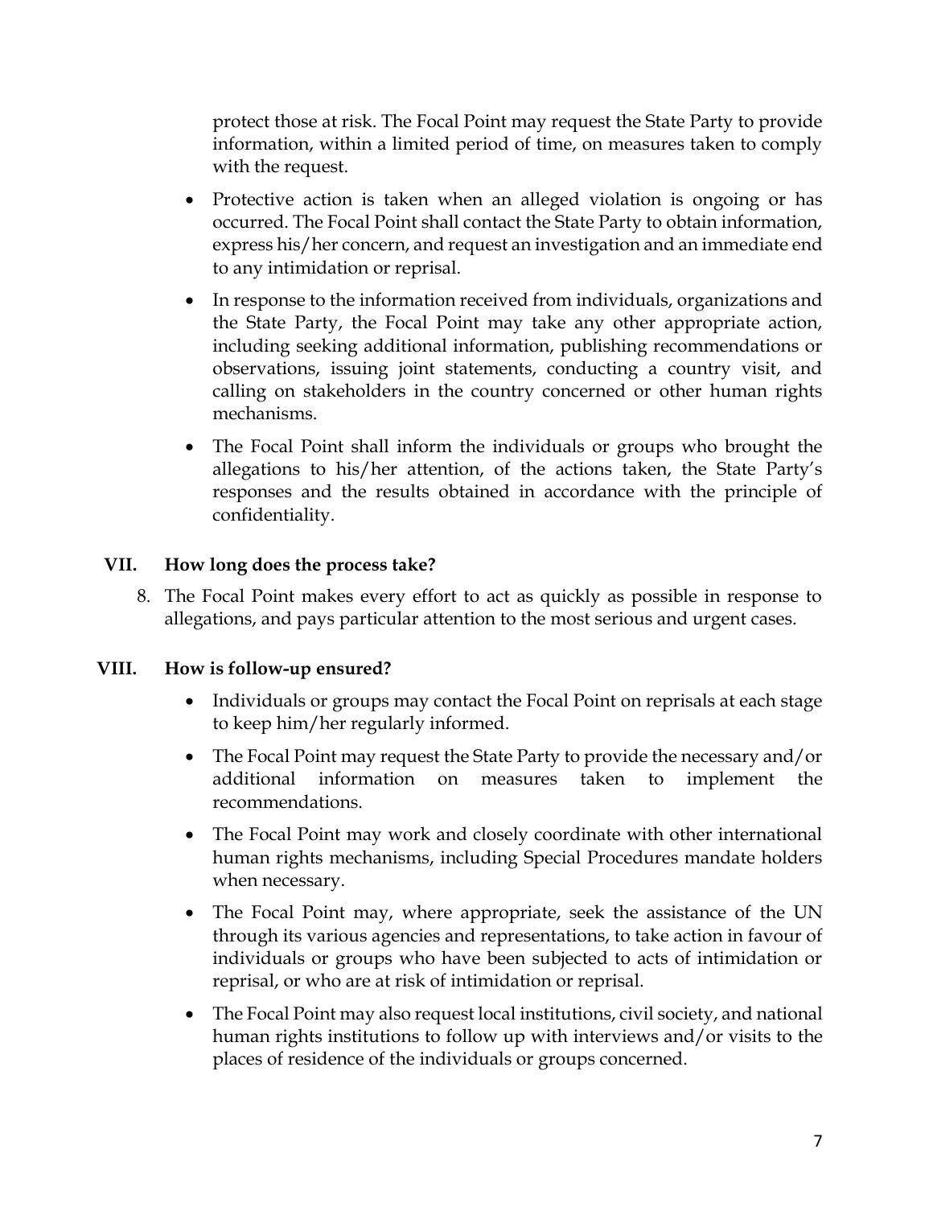protect those at risk. The Focal Point may request the State Party to provide information, within a limited period of time, on measures taken to comply with the request.

- Protective action is taken when an alleged violation is ongoing or has occurred. The Focal Point shall contact the State Party to obtain information, express his/her concern, and request an investigation and an immediate end to any intimidation or reprisal.
- In response to the information received from individuals, organizations and the State Party, the Focal Point may take any other appropriate action, including seeking additional information, publishing recommendations or observations, issuing joint statements, conducting a country visit, and calling on stakeholders in the country concerned or other human rights mechanisms.
- The Focal Point shall inform the individuals or groups who brought the allegations to his/her attention, of the actions taken, the State Party's responses and the results obtained in accordance with the principle of confidentiality.

## VII. How long does the process take?

8. The Focal Point makes every effort to act as quickly as possible in response to allegations, and pays particular attention to the most serious and urgent cases.

## VIII. How is follow-up ensured?

- Individuals or groups may contact the Focal Point on reprisals at each stage to keep him/her regularly informed.
- The Focal Point may request the State Party to provide the necessary and/or additional information on measures taken to implement the recommendations.
- The Focal Point may work and closely coordinate with other international human rights mechanisms, including Special Procedures mandate holders when necessary.
- The Focal Point may, where appropriate, seek the assistance of the UN through its various agencies and representations, to take action in favour of individuals or groups who have been subjected to acts of intimidation or reprisal, or who are at risk of intimidation or reprisal.
- The Focal Point may also request local institutions, civil society, and national human rights institutions to follow up with interviews and/or visits to the places of residence of the individuals or groups concerned.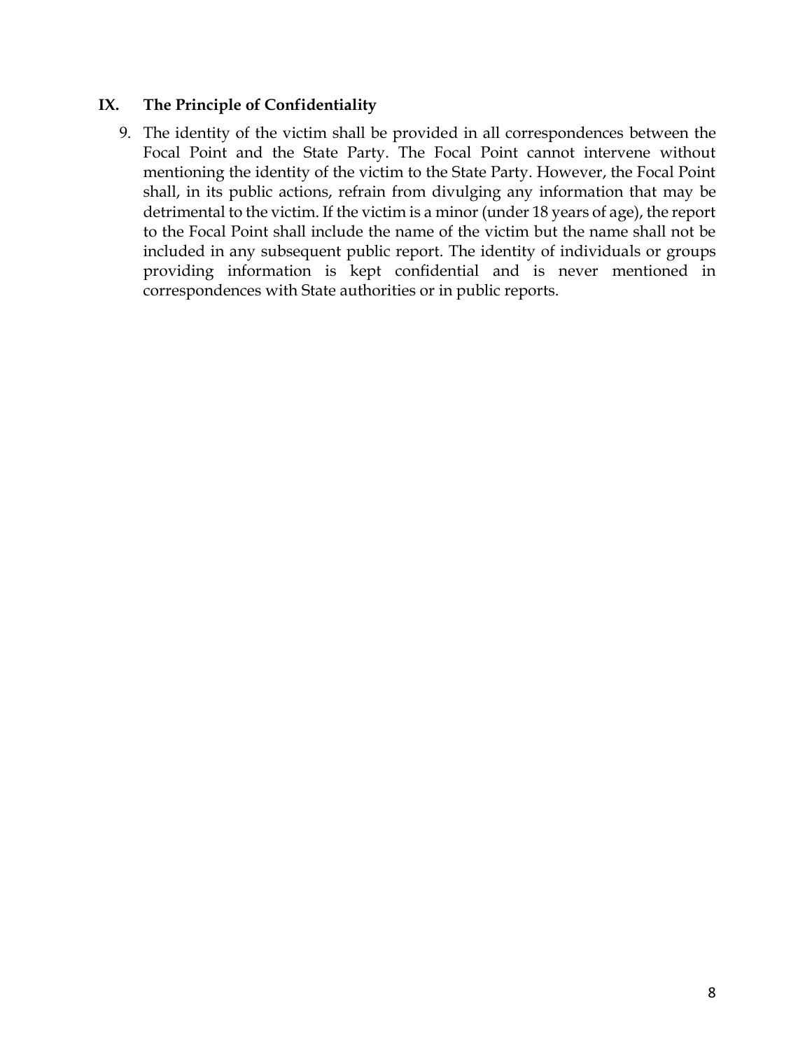## IX. The Principle of Confidentiality

9. The identity of the victim shall be provided in all correspondences between the Focal Point and the State Party. The Focal Point cannot intervene without mentioning the identity of the victim to the State Party. However, the Focal Point shall, in its public actions, refrain from divulging any information that may be detrimental to the victim. If the victim is a minor (under 18 years of age), the report to the Focal Point shall include the name of the victim but the name shall not be included in any subsequent public report. The identity of individuals or groups providing information is kept confidential and is never mentioned in correspondences with State authorities or in public reports.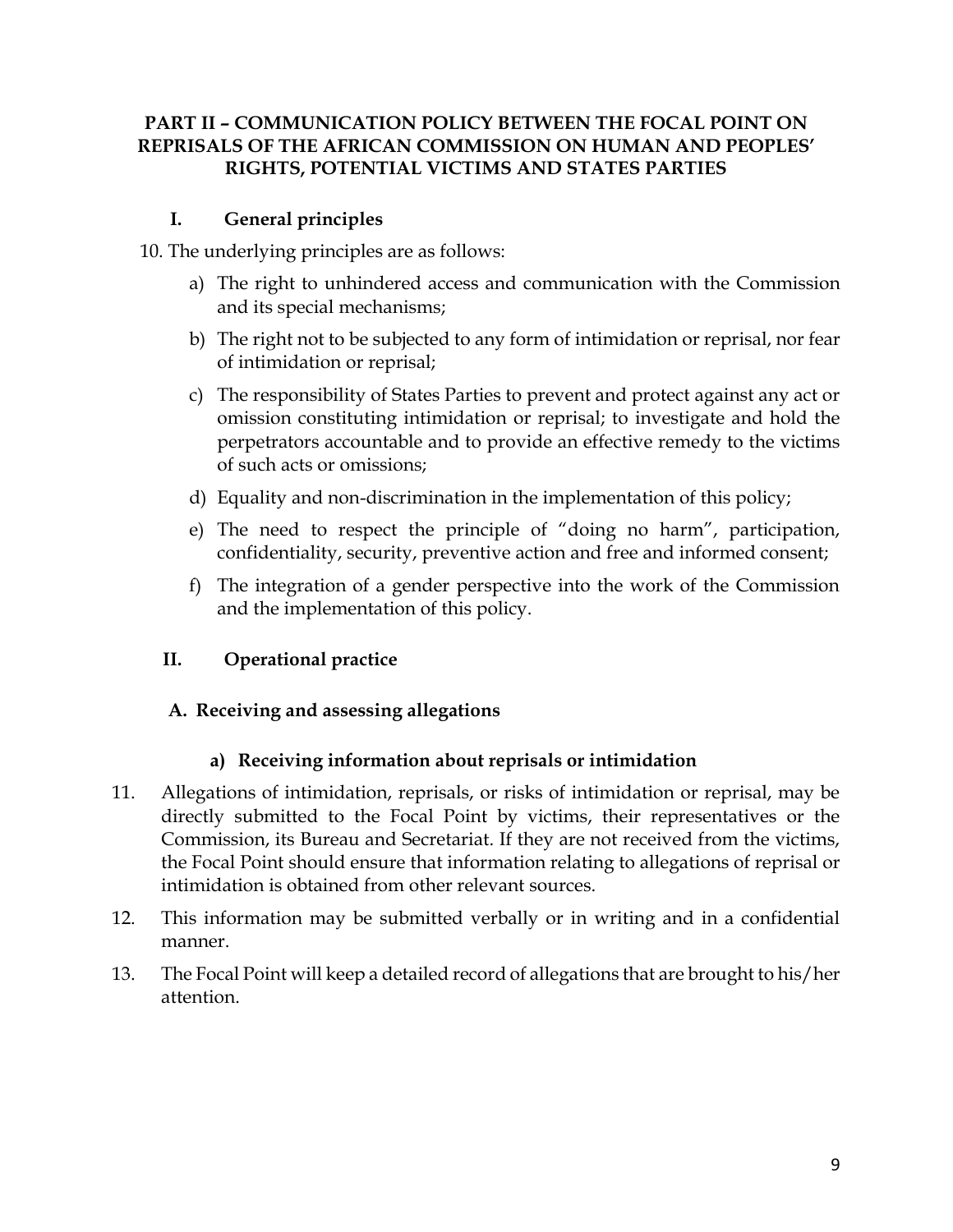## PART II – COMMUNICATION POLICY BETWEEN THE FOCAL POINT ON REPRISALS OF THE AFRICAN COMMISSION ON HUMAN AND PEOPLES' RIGHTS, POTENTIAL VICTIMS AND STATES PARTIES

### I. General principles

10. The underlying principles are as follows:

a) The right to unhindered access and communication with the Commission and its special mechanisms;

b) The right not to be subjected to any form of intimidation or reprisal, nor fear of intimidation or reprisal;

c) The responsibility of States Parties to prevent and protect against any act or omission constituting intimidation or reprisal; to investigate and hold the perpetrators accountable and to provide an effective remedy to the victims of such acts or omissions;

d) Equality and non-discrimination in the implementation of this policy;

e) The need to respect the principle of "doing no harm", participation, confidentiality, security, preventive action and free and informed consent;

f) The integration of a gender perspective into the work of the Commission and the implementation of this policy.

### II. Operational practice

#### A. Receiving and assessing allegations

##### a) Receiving information about reprisals or intimidation

11. Allegations of intimidation, reprisals, or risks of intimidation or reprisal, may be directly submitted to the Focal Point by victims, their representatives or the Commission, its Bureau and Secretariat. If they are not received from the victims, the Focal Point should ensure that information relating to allegations of reprisal or intimidation is obtained from other relevant sources.

12. This information may be submitted verbally or in writing and in a confidential manner.

13. The Focal Point will keep a detailed record of allegations that are brought to his/her attention.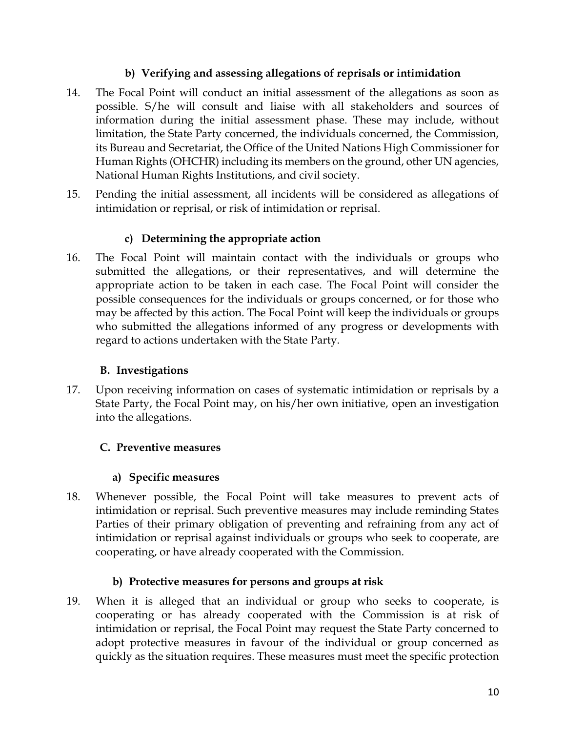#### b) Verifying and assessing allegations of reprisals or intimidation

14. The Focal Point will conduct an initial assessment of the allegations as soon as possible. S/he will consult and liaise with all stakeholders and sources of information during the initial assessment phase. These may include, without limitation, the State Party concerned, the individuals concerned, the Commission, its Bureau and Secretariat, the Office of the United Nations High Commissioner for Human Rights (OHCHR) including its members on the ground, other UN agencies, National Human Rights Institutions, and civil society.

15. Pending the initial assessment, all incidents will be considered as allegations of intimidation or reprisal, or risk of intimidation or reprisal.

#### c) Determining the appropriate action

16. The Focal Point will maintain contact with the individuals or groups who submitted the allegations, or their representatives, and will determine the appropriate action to be taken in each case. The Focal Point will consider the possible consequences for the individuals or groups concerned, or for those who may be affected by this action. The Focal Point will keep the individuals or groups who submitted the allegations informed of any progress or developments with regard to actions undertaken with the State Party.

### B. Investigations

17. Upon receiving information on cases of systematic intimidation or reprisals by a State Party, the Focal Point may, on his/her own initiative, open an investigation into the allegations.

### C. Preventive measures

#### a) Specific measures

18. Whenever possible, the Focal Point will take measures to prevent acts of intimidation or reprisal. Such preventive measures may include reminding States Parties of their primary obligation of preventing and refraining from any act of intimidation or reprisal against individuals or groups who seek to cooperate, are cooperating, or have already cooperated with the Commission.

#### b) Protective measures for persons and groups at risk

19. When it is alleged that an individual or group who seeks to cooperate, is cooperating or has already cooperated with the Commission is at risk of intimidation or reprisal, the Focal Point may request the State Party concerned to adopt protective measures in favour of the individual or group concerned as quickly as the situation requires. These measures must meet the specific protection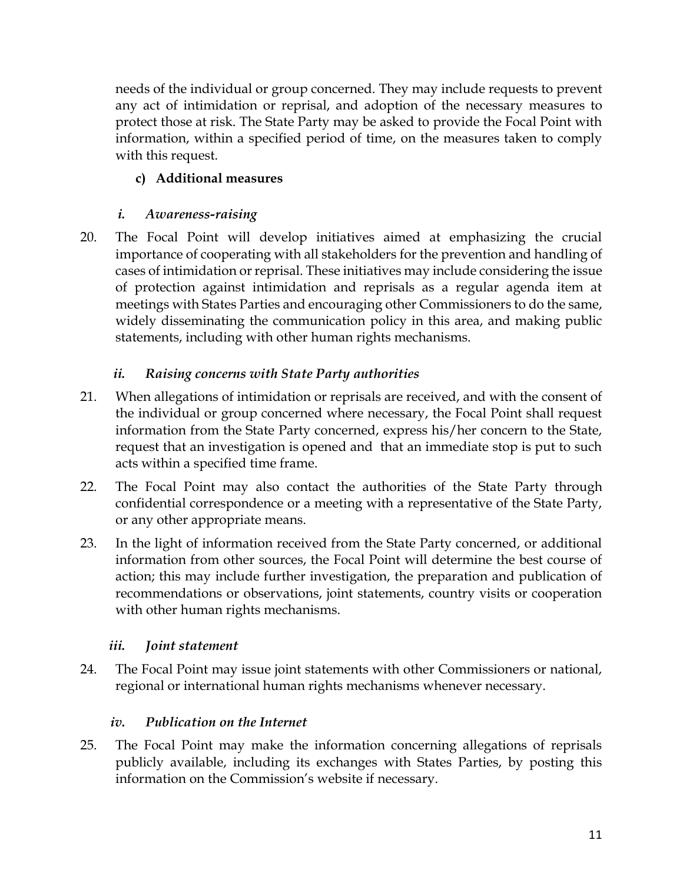needs of the individual or group concerned. They may include requests to prevent any act of intimidation or reprisal, and adoption of the necessary measures to protect those at risk. The State Party may be asked to provide the Focal Point with information, within a specified period of time, on the measures taken to comply with this request.

#### c) Additional measures

##### *i. Awareness-raising*

20. The Focal Point will develop initiatives aimed at emphasizing the crucial importance of cooperating with all stakeholders for the prevention and handling of cases of intimidation or reprisal. These initiatives may include considering the issue of protection against intimidation and reprisals as a regular agenda item at meetings with States Parties and encouraging other Commissioners to do the same, widely disseminating the communication policy in this area, and making public statements, including with other human rights mechanisms.

##### *ii. Raising concerns with State Party authorities*

21. When allegations of intimidation or reprisals are received, and with the consent of the individual or group concerned where necessary, the Focal Point shall request information from the State Party concerned, express his/her concern to the State, request that an investigation is opened and that an immediate stop is put to such acts within a specified time frame.

22. The Focal Point may also contact the authorities of the State Party through confidential correspondence or a meeting with a representative of the State Party, or any other appropriate means.

23. In the light of information received from the State Party concerned, or additional information from other sources, the Focal Point will determine the best course of action; this may include further investigation, the preparation and publication of recommendations or observations, joint statements, country visits or cooperation with other human rights mechanisms.

##### *iii. Joint statement*

24. The Focal Point may issue joint statements with other Commissioners or national, regional or international human rights mechanisms whenever necessary.

##### *iv. Publication on the Internet*

25. The Focal Point may make the information concerning allegations of reprisals publicly available, including its exchanges with States Parties, by posting this information on the Commission's website if necessary.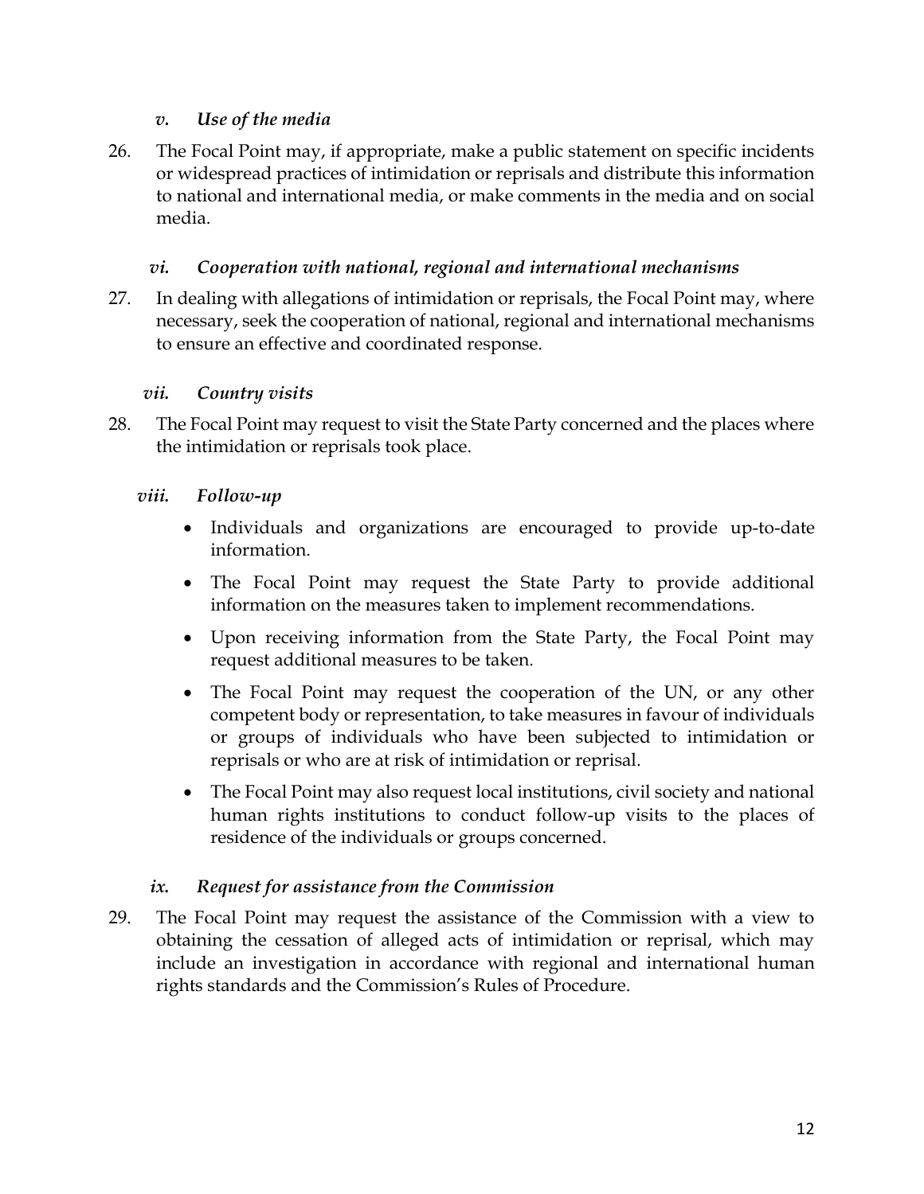### *v. Use of the media*

26. The Focal Point may, if appropriate, make a public statement on specific incidents or widespread practices of intimidation or reprisals and distribute this information to national and international media, or make comments in the media and on social media.

### *vi. Cooperation with national, regional and international mechanisms*

27. In dealing with allegations of intimidation or reprisals, the Focal Point may, where necessary, seek the cooperation of national, regional and international mechanisms to ensure an effective and coordinated response.

### *vii. Country visits*

28. The Focal Point may request to visit the State Party concerned and the places where the intimidation or reprisals took place.

### *viii. Follow-up*

- Individuals and organizations are encouraged to provide up-to-date information.
- The Focal Point may request the State Party to provide additional information on the measures taken to implement recommendations.
- Upon receiving information from the State Party, the Focal Point may request additional measures to be taken.
- The Focal Point may request the cooperation of the UN, or any other competent body or representation, to take measures in favour of individuals or groups of individuals who have been subjected to intimidation or reprisals or who are at risk of intimidation or reprisal.
- The Focal Point may also request local institutions, civil society and national human rights institutions to conduct follow-up visits to the places of residence of the individuals or groups concerned.

### *ix. Request for assistance from the Commission*

29. The Focal Point may request the assistance of the Commission with a view to obtaining the cessation of alleged acts of intimidation or reprisal, which may include an investigation in accordance with regional and international human rights standards and the Commission's Rules of Procedure.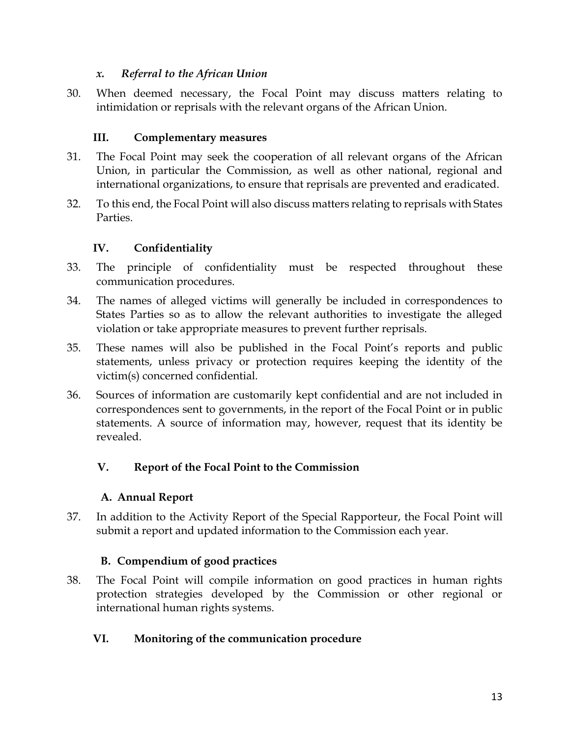### *x. Referral to the African Union*

30. When deemed necessary, the Focal Point may discuss matters relating to intimidation or reprisals with the relevant organs of the African Union.

## III. Complementary measures

31. The Focal Point may seek the cooperation of all relevant organs of the African Union, in particular the Commission, as well as other national, regional and international organizations, to ensure that reprisals are prevented and eradicated.

32. To this end, the Focal Point will also discuss matters relating to reprisals with States Parties.

## IV. Confidentiality

33. The principle of confidentiality must be respected throughout these communication procedures.

34. The names of alleged victims will generally be included in correspondences to States Parties so as to allow the relevant authorities to investigate the alleged violation or take appropriate measures to prevent further reprisals.

35. These names will also be published in the Focal Point's reports and public statements, unless privacy or protection requires keeping the identity of the victim(s) concerned confidential.

36. Sources of information are customarily kept confidential and are not included in correspondences sent to governments, in the report of the Focal Point or in public statements. A source of information may, however, request that its identity be revealed.

## V. Report of the Focal Point to the Commission

### A. Annual Report

37. In addition to the Activity Report of the Special Rapporteur, the Focal Point will submit a report and updated information to the Commission each year.

### B. Compendium of good practices

38. The Focal Point will compile information on good practices in human rights protection strategies developed by the Commission or other regional or international human rights systems.

## VI. Monitoring of the communication procedure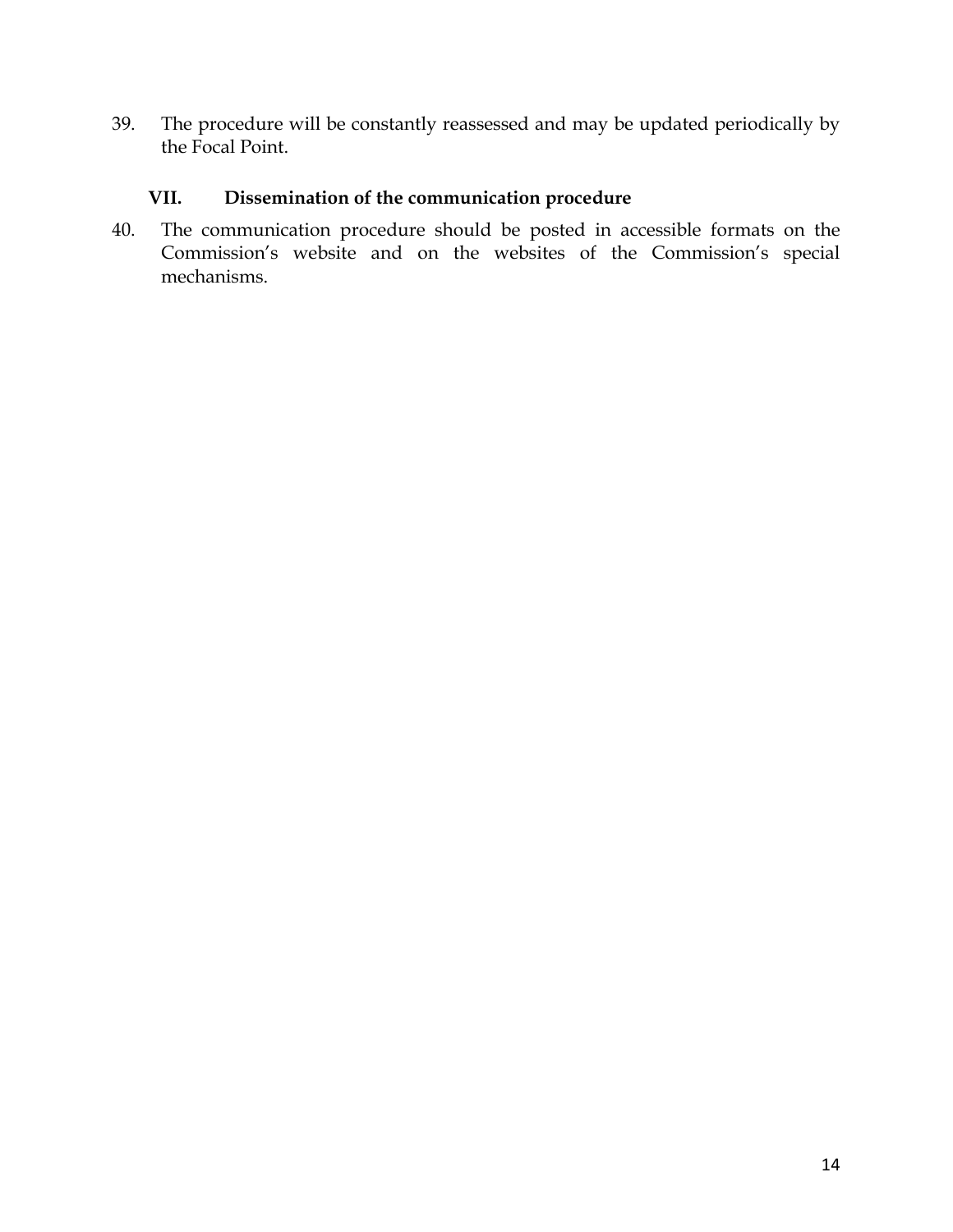39. The procedure will be constantly reassessed and may be updated periodically by the Focal Point.

## VII. Dissemination of the communication procedure

40. The communication procedure should be posted in accessible formats on the Commission's website and on the websites of the Commission's special mechanisms.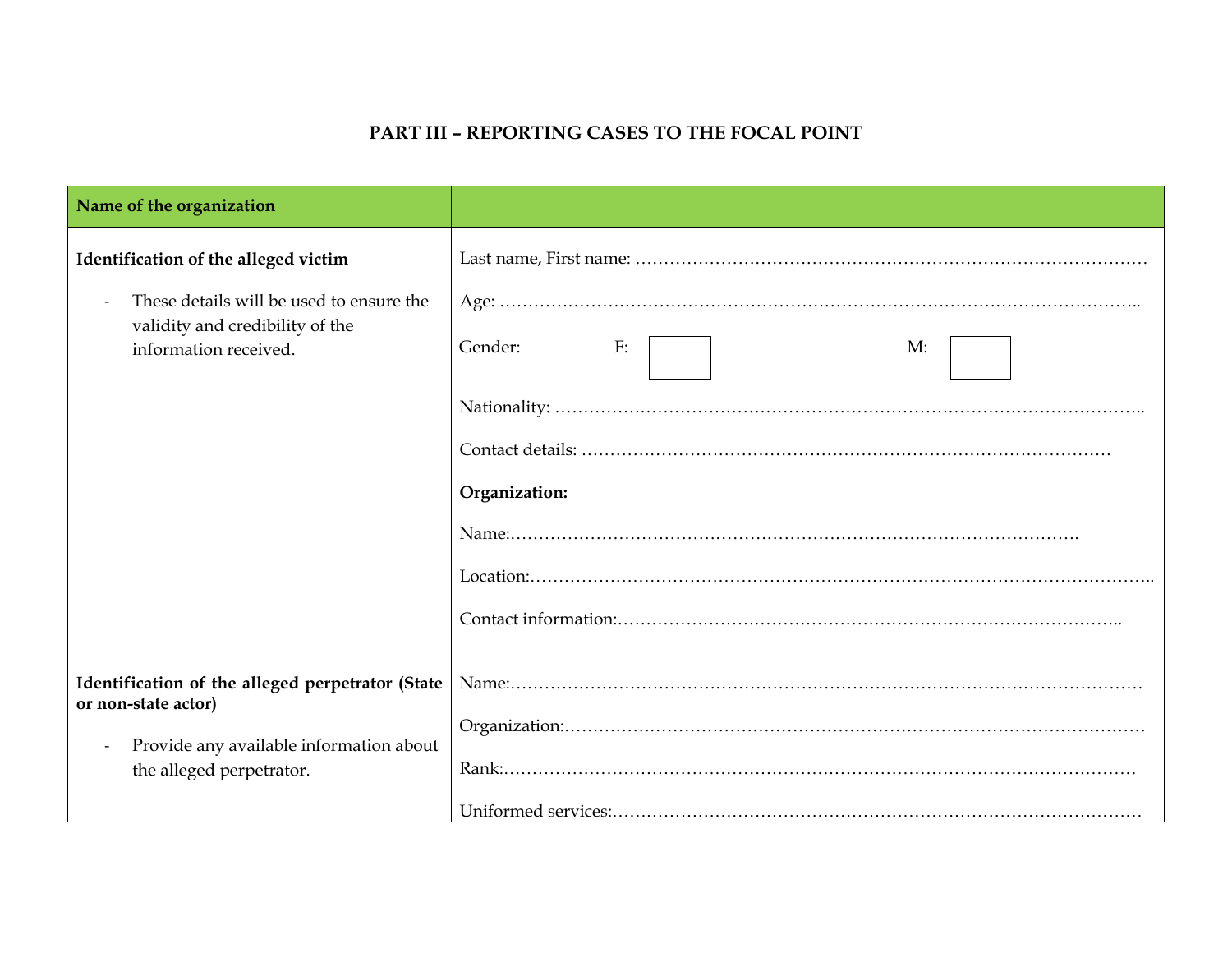## PART III – REPORTING CASES TO THE FOCAL POINT

| **Name of the organization** | |
|---|---|
| **Identification of the alleged victim**<br><br>- These details will be used to ensure the validity and credibility of the information received. | Last name, First name: ………………………………………………………………………………<br><br>Age: ………………………………………………………………………………………………..<br><br>Gender: F: ☐ M: ☐<br><br>Nationality: ……………………………………………………………………………………..<br><br>Contact details: ………………………………………………………………………………<br><br>**Organization:**<br><br>Name:……………………………………………………………………………………….<br><br>Location:……………………………………………………………………………………………..<br><br>Contact information:…………………………………………………………………………….. |
| **Identification of the alleged perpetrator (State or non-state actor)**<br><br>- Provide any available information about the alleged perpetrator. | Name:…………………………………………………………………………………………………<br><br>Organization:…………………………………………………………………………………………<br><br>Rank:…………………………………………………………………………………………………<br><br>Uniformed services:……………………………………………………………………………… |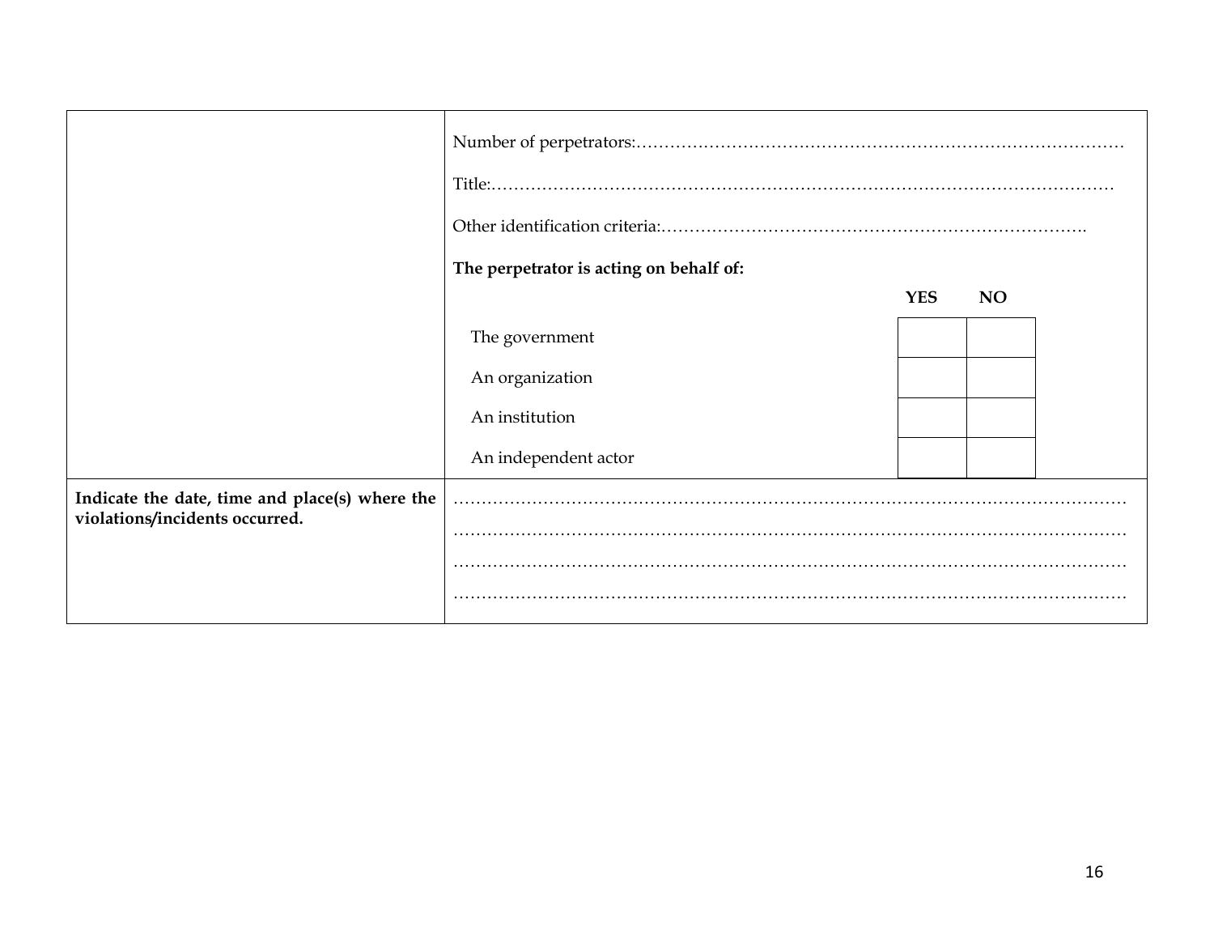| | |
|---|---|
| | Number of perpetrators:……………………………………………………………………………… |
| | Title:………………………………………………………………………………………………… |
| | Other identification criteria:………………………………………………………………….. |
| | **The perpetrator is acting on behalf of:** |
| | |

| | **YES** | **NO** |
|---|---|---|
| The government | | |
| An organization | | |
| An institution | | |
| An independent actor | | |

| | |
|---|---|
| **Indicate the date, time and place(s) where the violations/incidents occurred.** | ………………………………………………………………………………………………………… |
| | ………………………………………………………………………………………………………… |
| | ………………………………………………………………………………………………………… |
| | ………………………………………………………………………………………………………… |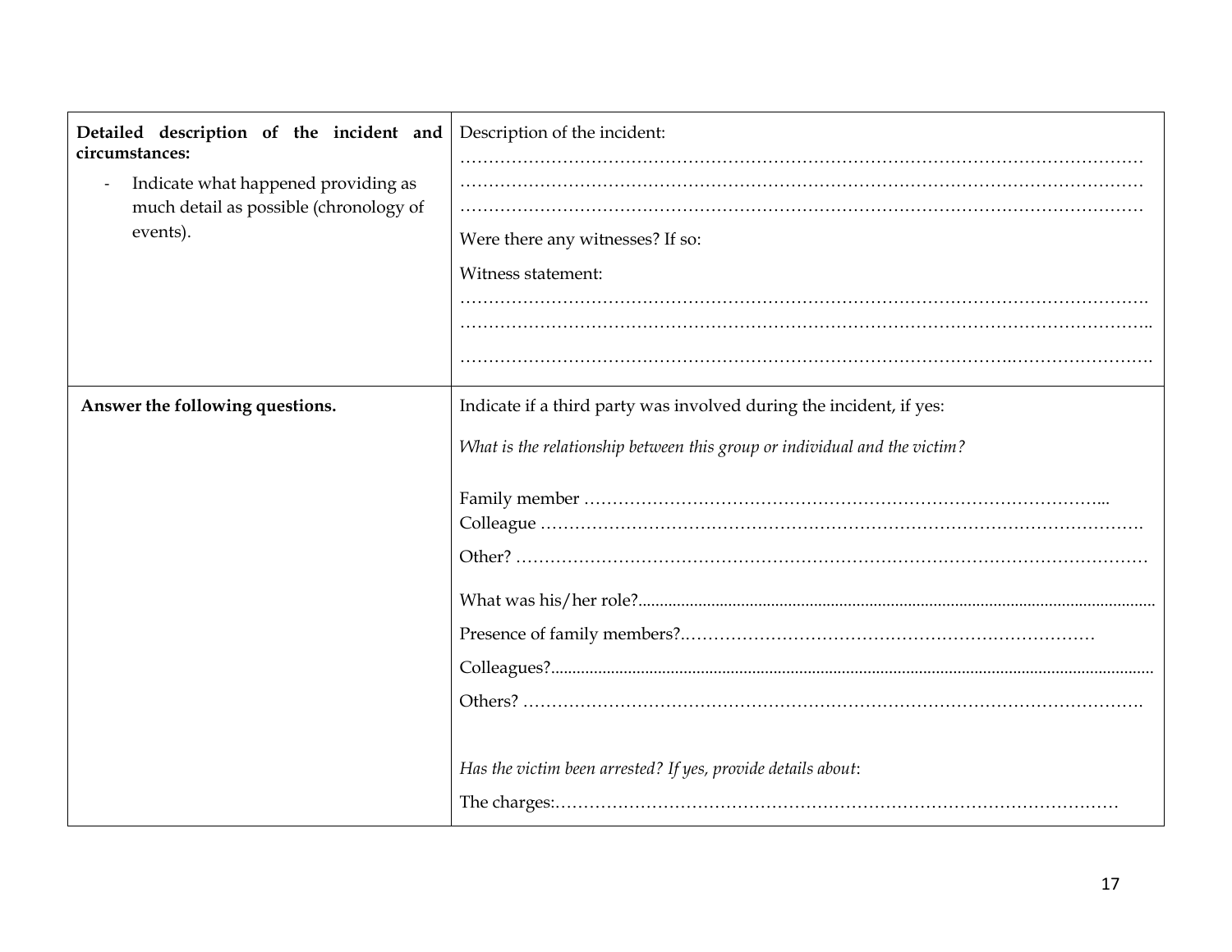| **Detailed description of the incident and circumstances:**<br>- Indicate what happened providing as much detail as possible (chronology of events). | Description of the incident:<br>……………………………………………………………………………………………………………<br>……………………………………………………………………………………………………………<br>……………………………………………………………………………………………………………<br>Were there any witnesses? If so:<br>Witness statement:<br>…………………………………………………………………………………………………………….<br>……………………………………………………………………………………………………………..<br>……………………………………………………………………………………………………………. |
|---|---|
| **Answer the following questions.** | Indicate if a third party was involved during the incident, if yes:<br>*What is the relationship between this group or individual and the victim?*<br>Family member ………………………………………………………………………………...<br>Colleague ……………………………………………………………………………………………….<br>Other? ……………………………………………………………………………………………………<br>What was his/her role?.......................................................................................................................<br>Presence of family members?.………………………………………………………………<br>Colleagues?.........................................................................................................................................<br>Others? ………………………………………………………………………………………….<br>*Has the victim been arrested? If yes, provide details about*:<br>The charges:.………………………………………………………………………………………… |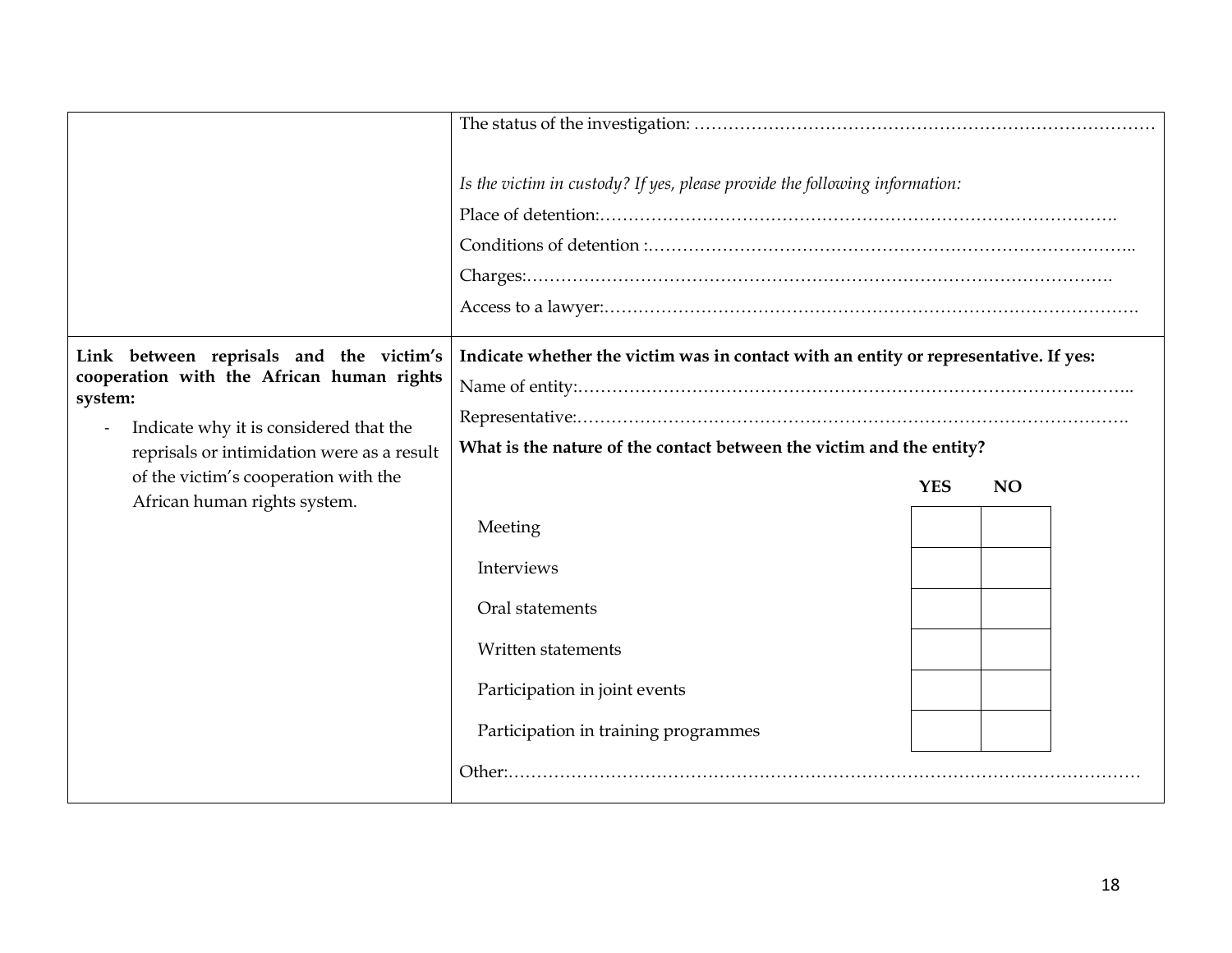| | |
|---|---|
| | The status of the investigation: ………………………………………………………………………<br><br>*Is the victim in custody? If yes, please provide the following information:*<br>Place of detention:……………………………………………………………………………….<br>Conditions of detention :………………………………………………………………………..<br>Charges:………………………………………………………………………………………….<br>Access to a lawyer:………………………………………………………………………………. |
| **Link between reprisals and the victim's cooperation with the African human rights system:**<br>- Indicate why it is considered that the reprisals or intimidation were as a result of the victim's cooperation with the African human rights system. | **Indicate whether the victim was in contact with an entity or representative. If yes:**<br>Name of entity:……………………………………………………………………………………..<br>Representative:…………………………………………………………………………………….<br>**What is the nature of the contact between the victim and the entity?** |

| | **YES** | **NO** |
|---|---|---|
| Meeting | | |
| Interviews | | |
| Oral statements | | |
| Written statements | | |
| Participation in joint events | | |
| Participation in training programmes | | |

Other:…………………………………………………………………………………………………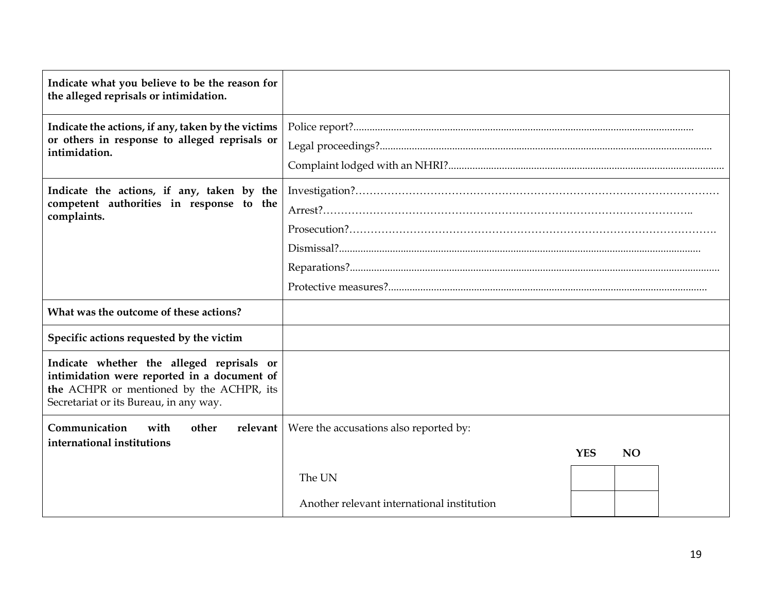| | |
|---|---|
| **Indicate what you believe to be the reason for the alleged reprisals or intimidation.** | |
| **Indicate the actions, if any, taken by the victims or others in response to alleged reprisals or intimidation.** | Police report?........................................................................................................................<br>Legal proceedings?...................................................................................................................<br>Complaint lodged with an NHRI?........................................................................................... |
| **Indicate the actions, if any, taken by the competent authorities in response to the complaints.** | Investigation?…………………………………………………………………………………………<br>Arrest?……………………………………………………………………………………………..<br>Prosecution?………………………………………………………………………………………….<br>Dismissal?...........................................................................................................................<br>Reparations?.......................................................................................................................<br>Protective measures?........................................................................................................... |
| **What was the outcome of these actions?** | |
| **Specific actions requested by the victim** | |
| **Indicate whether the alleged reprisals or intimidation were reported in a document of the** ACHPR or mentioned by the ACHPR, its Secretariat or its Bureau, in any way. | |
| **Communication with other relevant international institutions** | Were the accusations also reported by: |

| | YES | NO |
|---|---|---|
| The UN | | |
| Another relevant international institution | | |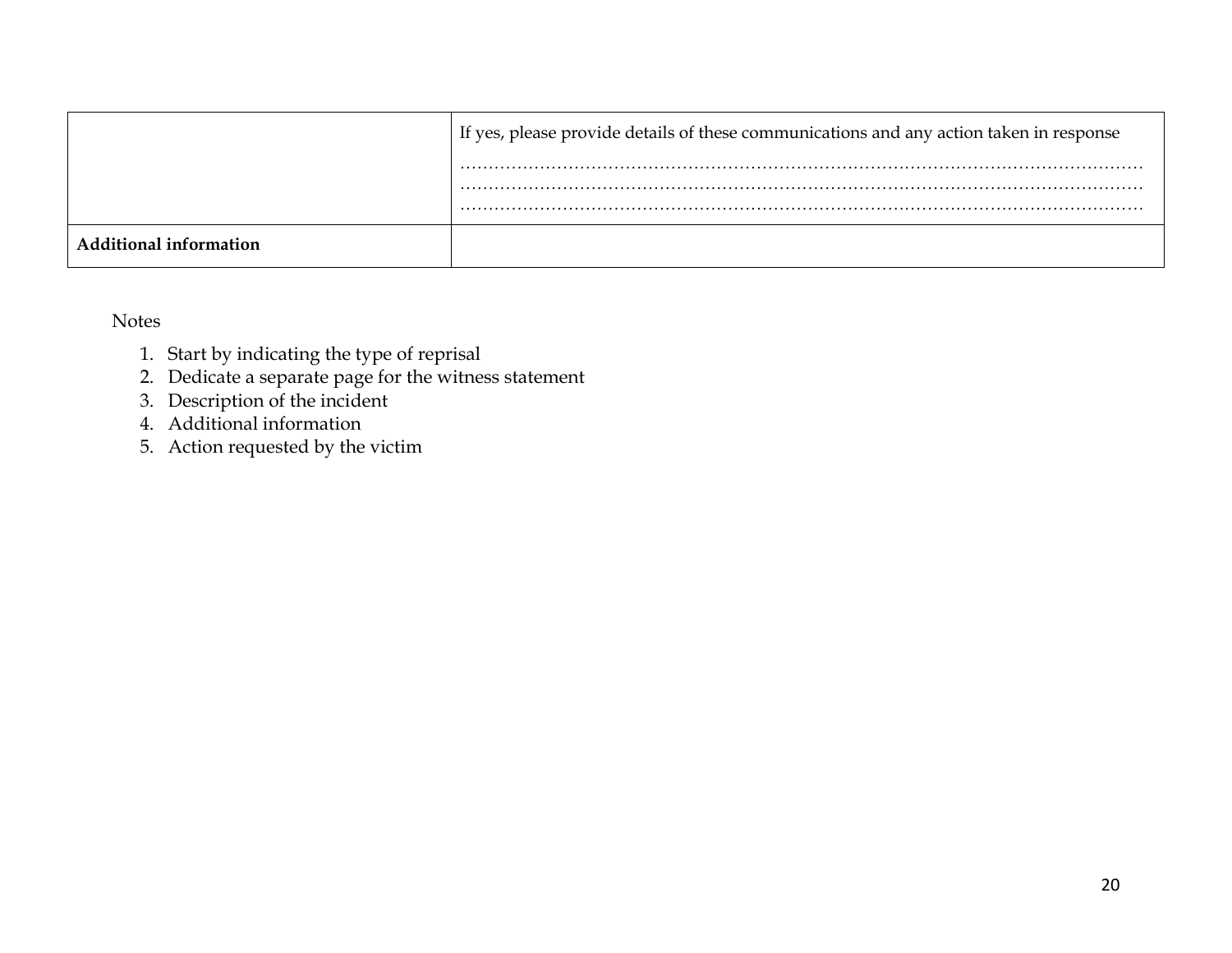| | |
|---|---|
| | If yes, please provide details of these communications and any action taken in response<br>……………………………………………………………………………………………………………<br>……………………………………………………………………………………………………………<br>…………………………………………………………………………………………………………… |
| **Additional information** | |

Notes

1. Start by indicating the type of reprisal
2. Dedicate a separate page for the witness statement
3. Description of the incident
4. Additional information
5. Action requested by the victim